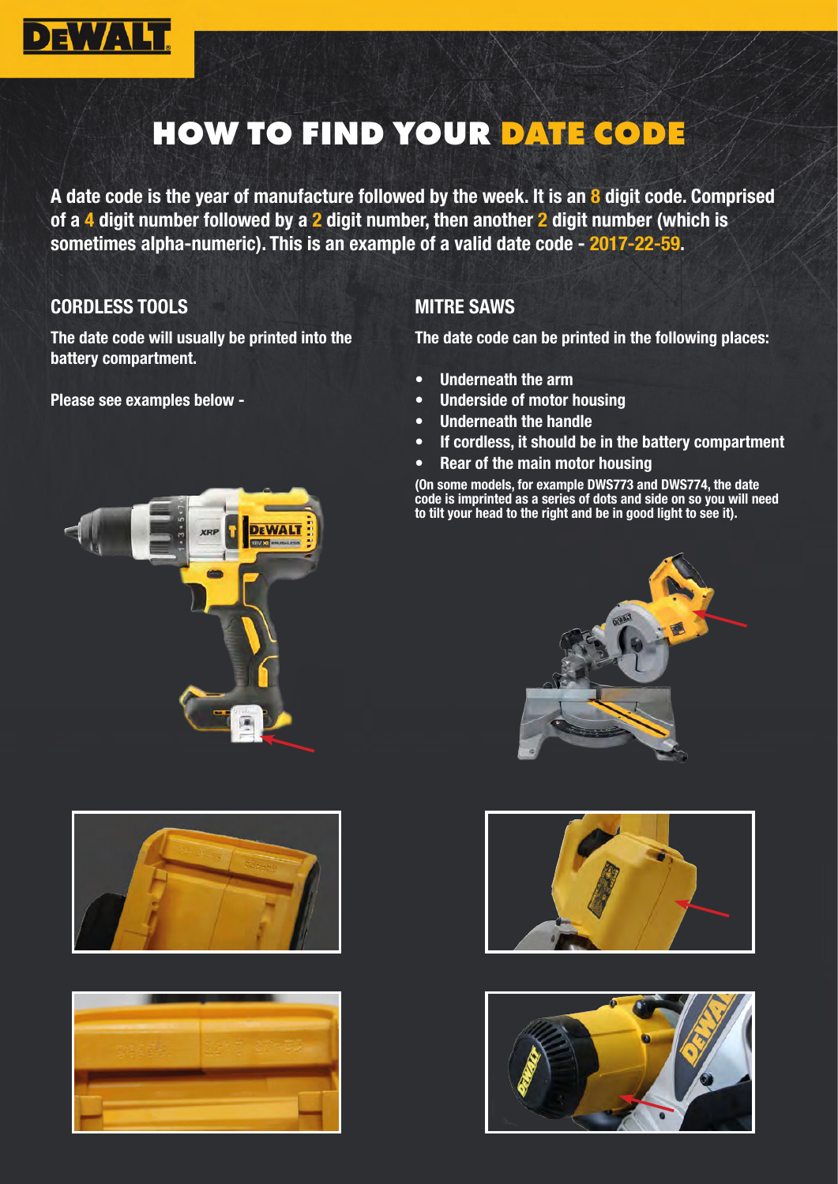# HOW TO FIND YOUR DATE CODE

**A date code is the year of manufacture followed by the week. It is an 8 digit code. Comprised of a 4 digit number followed by a 2 digit number, then another 2 digit number (which is sometimes alpha-numeric). This is an example of a valid date code - 2017-22-59.**

## CORDLESS TOOLS

**The date code will usually be printed into the battery compartment.**

**Please see examples below -**

## MITRE SAWS

**The date code can be printed in the following places:**

- **Underneath the arm**
- **Underside of motor housing**
- **Underneath the handle**
- **If cordless, it should be in the battery compartment**
- **Rear of the main motor housing**

**(On some models, for example DWS773 and DWS774, the date code is imprinted as a series of dots and side on so you will need to tilt your head to the right and be in good light to see it).**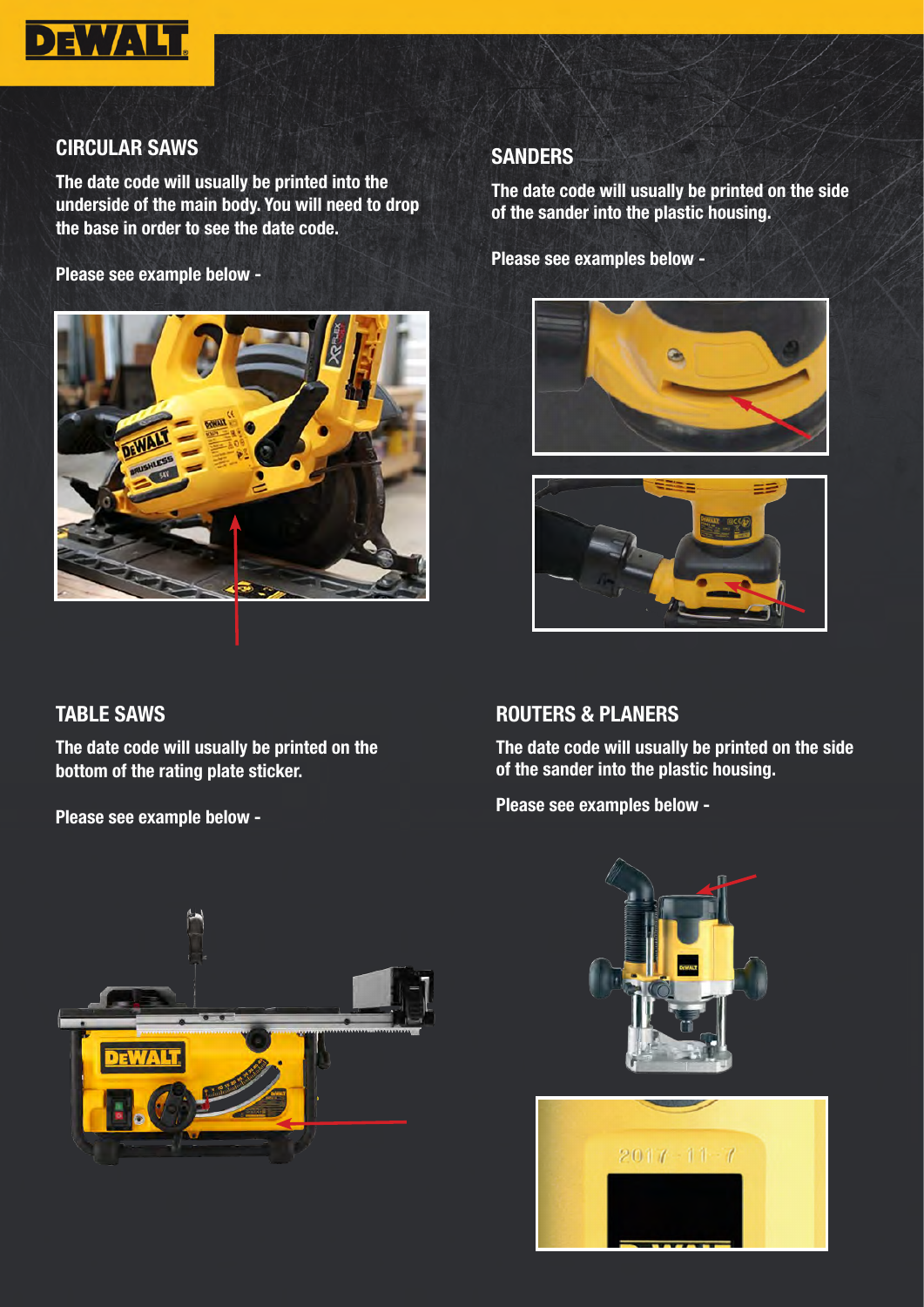## CIRCULAR SAWS

**The date code will usually be printed into the underside of the main body. You will need to drop the base in order to see the date code.**

**Please see example below -**

## SANDERS

**The date code will usually be printed on the side of the sander into the plastic housing.**

**Please see examples below -**

## TABLE SAWS

**The date code will usually be printed on the bottom of the rating plate sticker.**

**Please see example below -**

## ROUTERS & PLANERS

**The date code will usually be printed on the side of the sander into the plastic housing.**

**Please see examples below -**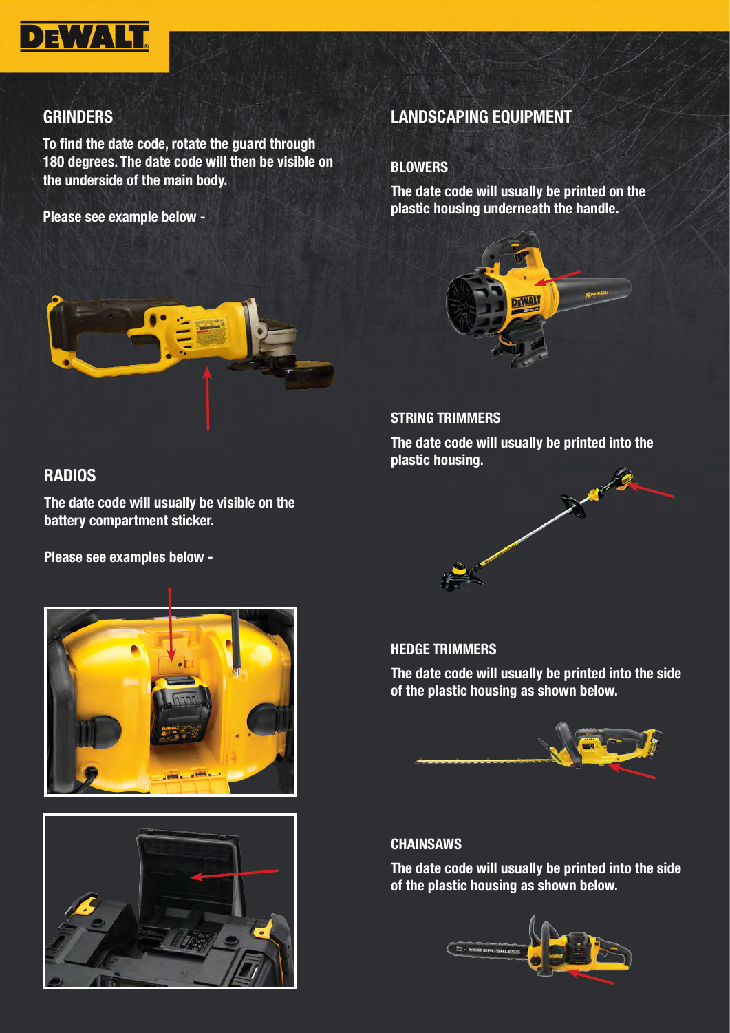## GRINDERS

To find the date code, rotate the guard through 180 degrees. The date code will then be visible on the underside of the main body.

Please see example below -

## RADIOS

The date code will usually be visible on the battery compartment sticker.

Please see examples below -

## LANDSCAPING EQUIPMENT

### BLOWERS

The date code will usually be printed on the plastic housing underneath the handle.

### STRING TRIMMERS

The date code will usually be printed into the plastic housing.

### HEDGE TRIMMERS

The date code will usually be printed into the side of the plastic housing as shown below.

### CHAINSAWS

The date code will usually be printed into the side of the plastic housing as shown below.